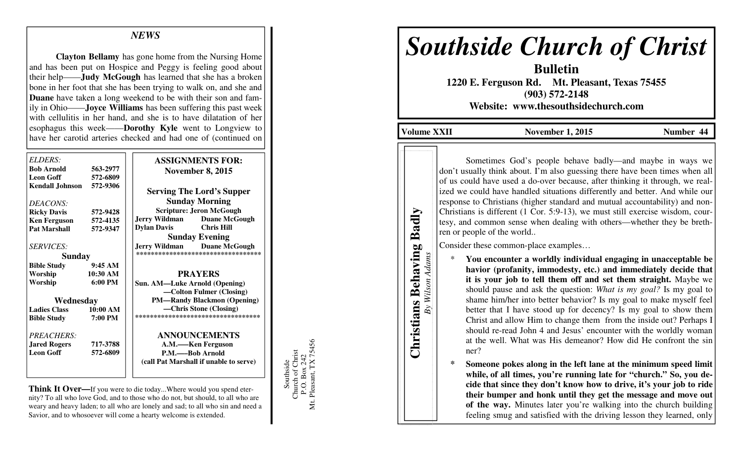## NEWS

**Clayton Bellamy** has gone home from the Nursing Home and has been put on Hospice and Peggy is feeling good about their help——**Judy McGough** has learned that she has a broken bone in her foot that she has been trying to walk on, and she and **Duane** have taken a long weekend to be with their son and family in Ohio——**Joyce Williams** has been suffering this past week with cellulitis in her hand, and she is to have dilatation of her esophagus this week——**Dorothy Kyle** went to Longview to have her carotid arteries checked and had one of (continued on

*ELDERS:*

| | |
|---|---|
| **Bob Arnold** | **563-2977** |
| **Leon Goff** | **572-6809** |
| **Kendall Johnson** | **572-9306** |

*DEACONS:*

| | |
|---|---|
| **Ricky Davis** | **572-9428** |
| **Ken Ferguson** | **572-4135** |
| **Pat Marshall** | **572-9347** |

*SERVICES:*

**Sunday**

| | |
|---|---|
| **Bible Study** | **9:45 AM** |
| **Worship** | **10:30 AM** |
| **Worship** | **6:00 PM** |

**Wednesday**

| | |
|---|---|
| **Ladies Class** | **10:00 AM** |
| **Bible Study** | **7:00 PM** |

*PREACHERS:*

| | |
|---|---|
| **Jared Rogers** | **717-3788** |
| **Leon Goff** | **572-6809** |

**ASSIGNMENTS FOR: November 8, 2015**

**Serving The Lord's Supper**

**Sunday Morning**

**Scripture: Jeron McGough**

**Jerry Wildman Duane McGough**
**Dylan Davis Chris Hill**

**Sunday Evening**

**Jerry Wildman Duane McGough**

**********************************

**PRAYERS**

**Sun. AM—Luke Arnold (Opening)**
**—Colton Fulmer (Closing)**
**PM—Randy Blackmon (Opening)**
**—Chris Stone (Closing)**

**********************************

**ANNOUNCEMENTS**

**A.M.——Ken Ferguson**
**P.M.——Bob Arnold**
**(call Pat Marshall if unable to serve)**

**Think It Over—**If you were to die today...Where would you spend eternity? To all who love God, and to those who do not, but should, to all who are weary and heavy laden; to all who are lonely and sad; to all who sin and need a Savior, and to whosoever will come a hearty welcome is extended.

Southside
Church of Christ
P.O. Box 242
Mt. Pleasant, TX 75456

# Southside Church of Christ

**Bulletin**

**1220 E. Ferguson Rd. Mt. Pleasant, Texas 75455**
**(903) 572-2148**
**Website: www.thesouthsidechurch.com**

**Volume XXII** **November 1, 2015** **Number 44**

## Christians Behaving Badly

*By Wilson Adams*

Sometimes God's people behave badly—and maybe in ways we don't usually think about. I'm also guessing there have been times when all of us could have used a do-over because, after thinking it through, we realized we could have handled situations differently and better. And while our response to Christians (higher standard and mutual accountability) and non-Christians is different (1 Cor. 5:9-13), we must still exercise wisdom, courtesy, and common sense when dealing with others—whether they be brethren or people of the world..

Consider these common-place examples…

* **You encounter a worldly individual engaging in unacceptable behavior (profanity, immodesty, etc.) and immediately decide that it is your job to tell them off and set them straight.** Maybe we should pause and ask the question: *What is my goal?* Is my goal to shame him/her into better behavior? Is my goal to make myself feel better that I have stood up for decency? Is my goal to show them Christ and allow Him to change them from the inside out? Perhaps I should re-read John 4 and Jesus' encounter with the worldly woman at the well. What was His demeanor? How did He confront the sinner?

* **Someone pokes along in the left lane at the minimum speed limit while, of all times, you're running late for "church." So, you decide that since they don't know how to drive, it's your job to ride their bumper and honk until they get the message and move out of the way.** Minutes later you're walking into the church building feeling smug and satisfied with the driving lesson they learned, only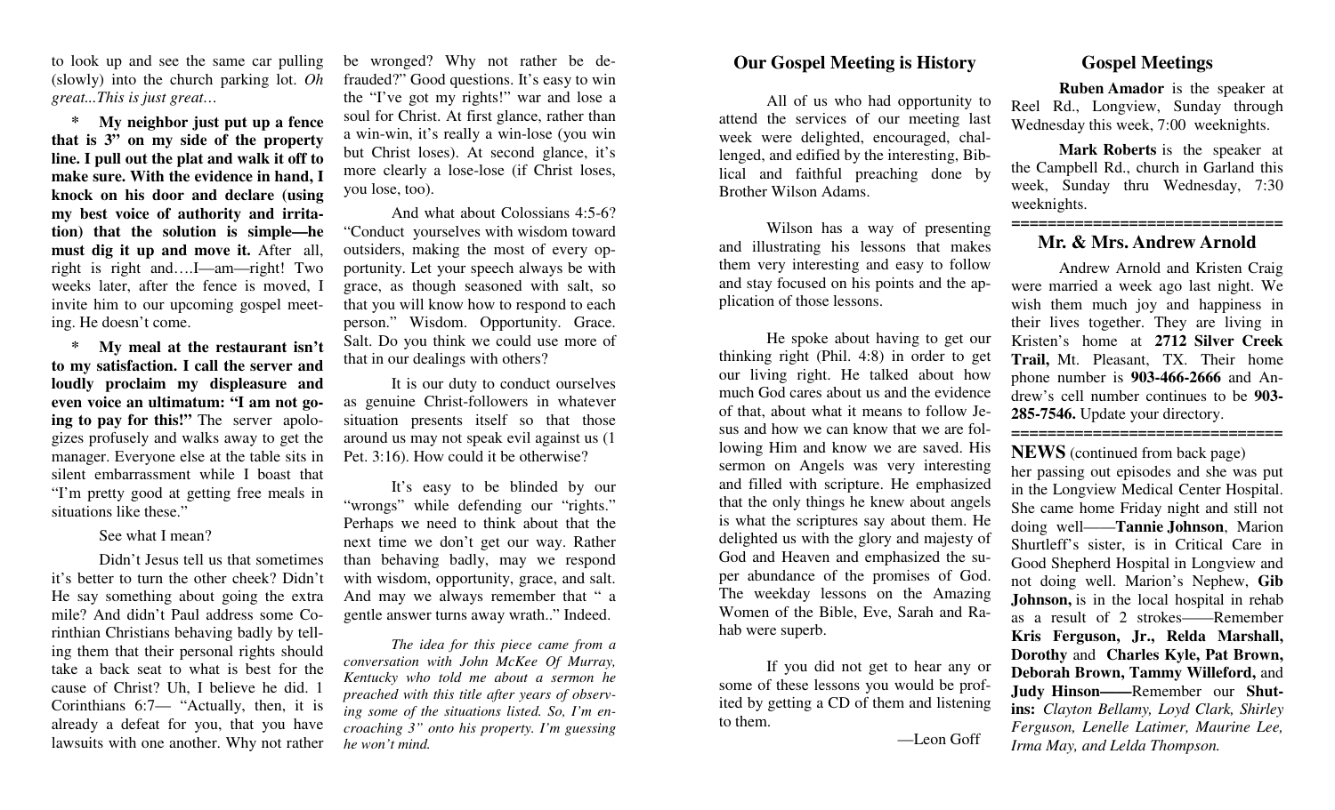to look up and see the same car pulling (slowly) into the church parking lot. *Oh great...This is just great…*

\* **My neighbor just put up a fence that is 3" on my side of the property line. I pull out the plat and walk it off to make sure. With the evidence in hand, I knock on his door and declare (using my best voice of authority and irritation) that the solution is simple—he must dig it up and move it.** After all, right is right and….I—am—right! Two weeks later, after the fence is moved, I invite him to our upcoming gospel meeting. He doesn't come.

\* **My meal at the restaurant isn't to my satisfaction. I call the server and loudly proclaim my displeasure and even voice an ultimatum: "I am not going to pay for this!"** The server apologizes profusely and walks away to get the manager. Everyone else at the table sits in silent embarrassment while I boast that "I'm pretty good at getting free meals in situations like these."

See what I mean?

Didn't Jesus tell us that sometimes it's better to turn the other cheek? Didn't He say something about going the extra mile? And didn't Paul address some Corinthian Christians behaving badly by telling them that their personal rights should take a back seat to what is best for the cause of Christ? Uh, I believe he did. 1 Corinthians 6:7— "Actually, then, it is already a defeat for you, that you have lawsuits with one another. Why not rather be wronged? Why not rather be defrauded?" Good questions. It's easy to win the "I've got my rights!" war and lose a soul for Christ. At first glance, rather than a win-win, it's really a win-lose (you win but Christ loses). At second glance, it's more clearly a lose-lose (if Christ loses, you lose, too).

And what about Colossians 4:5-6? "Conduct yourselves with wisdom toward outsiders, making the most of every opportunity. Let your speech always be with grace, as though seasoned with salt, so that you will know how to respond to each person." Wisdom. Opportunity. Grace. Salt. Do you think we could use more of that in our dealings with others?

It is our duty to conduct ourselves as genuine Christ-followers in whatever situation presents itself so that those around us may not speak evil against us (1 Pet. 3:16). How could it be otherwise?

It's easy to be blinded by our "wrongs" while defending our "rights." Perhaps we need to think about that the next time we don't get our way. Rather than behaving badly, may we respond with wisdom, opportunity, grace, and salt. And may we always remember that " a gentle answer turns away wrath.." Indeed.

*The idea for this piece came from a conversation with John McKee Of Murray, Kentucky who told me about a sermon he preached with this title after years of observing some of the situations listed. So, I'm encroaching 3" onto his property. I'm guessing he won't mind.*

## Our Gospel Meeting is History

All of us who had opportunity to attend the services of our meeting last week were delighted, encouraged, challenged, and edified by the interesting, Biblical and faithful preaching done by Brother Wilson Adams.

Wilson has a way of presenting and illustrating his lessons that makes them very interesting and easy to follow and stay focused on his points and the application of those lessons.

He spoke about having to get our thinking right (Phil. 4:8) in order to get our living right. He talked about how much God cares about us and the evidence of that, about what it means to follow Jesus and how we can know that we are following Him and know we are saved. His sermon on Angels was very interesting and filled with scripture. He emphasized that the only things he knew about angels is what the scriptures say about them. He delighted us with the glory and majesty of God and Heaven and emphasized the super abundance of the promises of God. The weekday lessons on the Amazing Women of the Bible, Eve, Sarah and Rahab were superb.

If you did not get to hear any or some of these lessons you would be profited by getting a CD of them and listening to them.

—Leon Goff

## Gospel Meetings

**Ruben Amador** is the speaker at Reel Rd., Longview, Sunday through Wednesday this week, 7:00 weeknights.

**Mark Roberts** is the speaker at the Campbell Rd., church in Garland this week, Sunday thru Wednesday, 7:30 weeknights.

==============================

## Mr. & Mrs. Andrew Arnold

Andrew Arnold and Kristen Craig were married a week ago last night. We wish them much joy and happiness in their lives together. They are living in Kristen's home at **2712 Silver Creek Trail,** Mt. Pleasant, TX. Their home phone number is **903-466-2666** and Andrew's cell number continues to be **903-285-7546.** Update your directory.

==============================

**NEWS** (continued from back page)

her passing out episodes and she was put in the Longview Medical Center Hospital. She came home Friday night and still not doing well——**Tannie Johnson**, Marion Shurtleff's sister, is in Critical Care in Good Shepherd Hospital in Longview and not doing well. Marion's Nephew, **Gib Johnson,** is in the local hospital in rehab as a result of 2 strokes——Remember **Kris Ferguson, Jr., Relda Marshall, Dorothy** and **Charles Kyle, Pat Brown, Deborah Brown, Tammy Willeford,** and **Judy Hinson——**Remember our **Shut-ins:** *Clayton Bellamy, Loyd Clark, Shirley Ferguson, Lenelle Latimer, Maurine Lee, Irma May, and Lelda Thompson.*